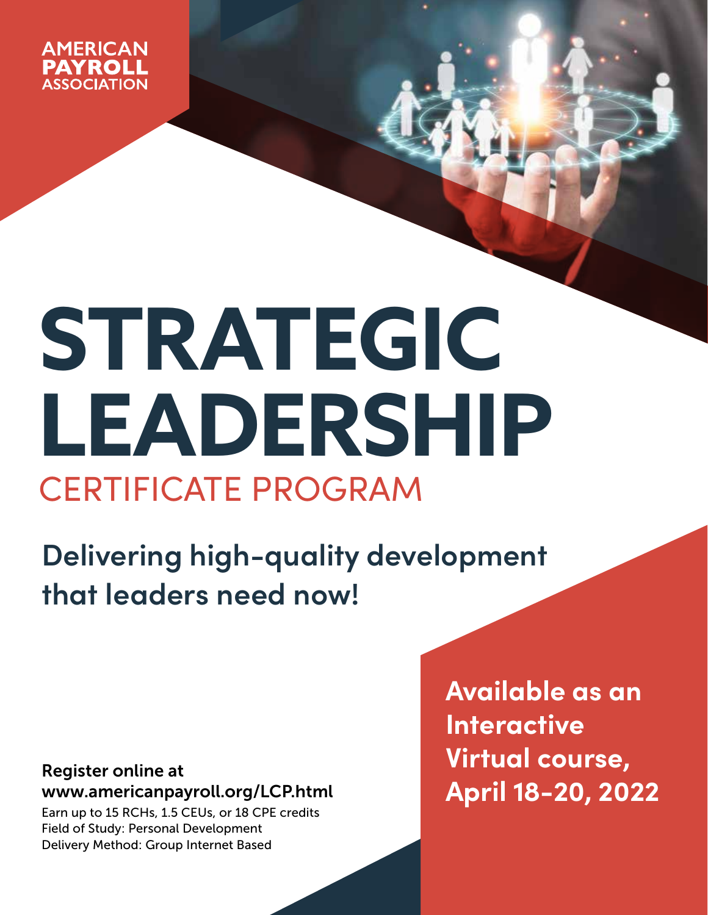AMERICAN PAYROLL ASSOCIATION

# STRATEGIC LEADERSHIP

## CERTIFICATE PROGRAM

**Delivering high-quality development that leaders need now!**

**Available as an Interactive Virtual course, April 18-20, 2022**

**Register online at www.americanpayroll.org/LCP.html**

Earn up to 15 RCHs, 1.5 CEUs, or 18 CPE credits
Field of Study: Personal Development
Delivery Method: Group Internet Based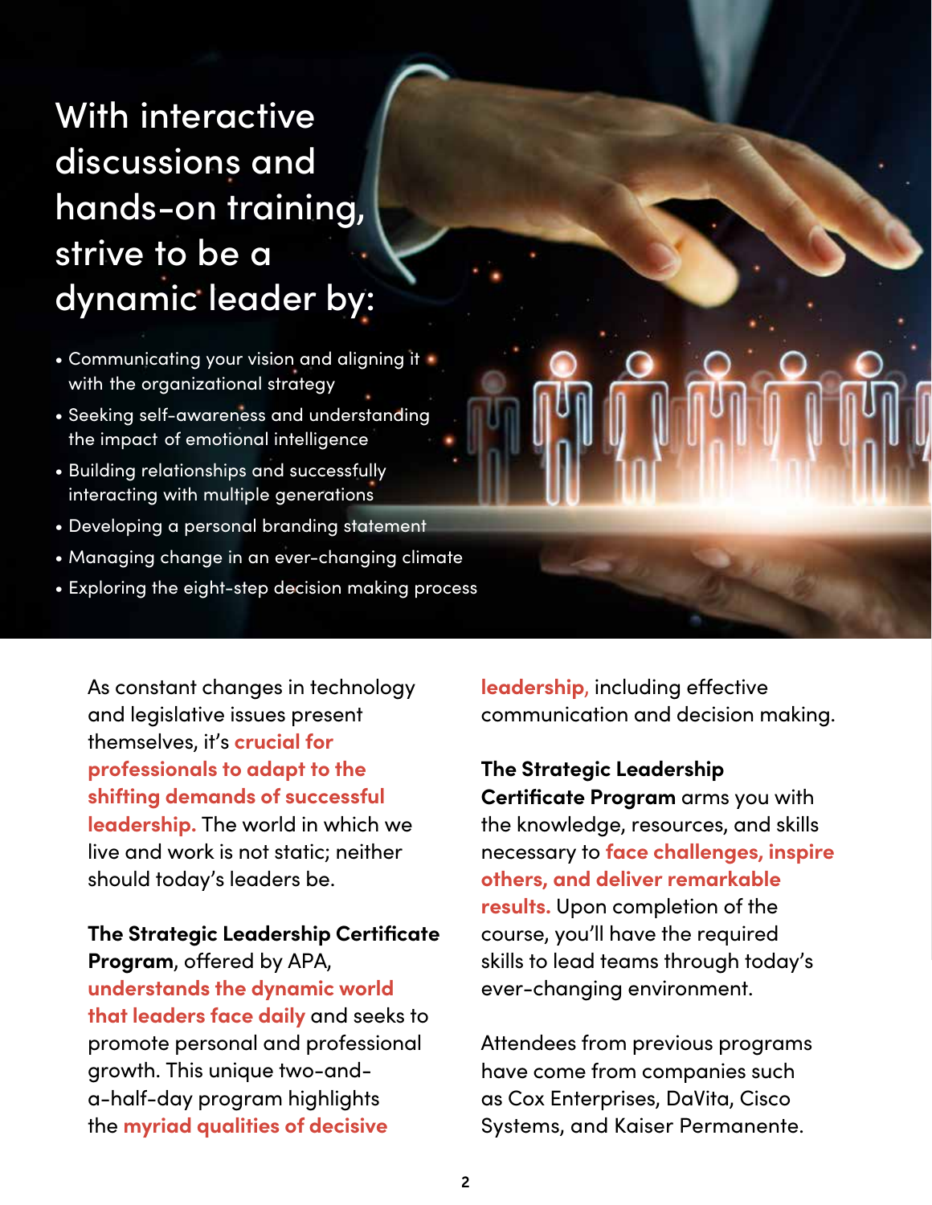## With interactive discussions and hands-on training, strive to be a dynamic leader by:

- Communicating your vision and aligning it with the organizational strategy
- Seeking self-awareness and understanding the impact of emotional intelligence
- Building relationships and successfully interacting with multiple generations
- Developing a personal branding statement
- Managing change in an ever-changing climate
- Exploring the eight-step decision making process

As constant changes in technology and legislative issues present themselves, it's **crucial for professionals to adapt to the shifting demands of successful leadership.** The world in which we live and work is not static; neither should today's leaders be.

**The Strategic Leadership Certificate Program**, offered by APA, **understands the dynamic world that leaders face daily** and seeks to promote personal and professional growth. This unique two-and-a-half-day program highlights the **myriad qualities of decisive leadership,** including effective communication and decision making.

**The Strategic Leadership Certificate Program** arms you with the knowledge, resources, and skills necessary to **face challenges, inspire others, and deliver remarkable results.** Upon completion of the course, you'll have the required skills to lead teams through today's ever-changing environment.

Attendees from previous programs have come from companies such as Cox Enterprises, DaVita, Cisco Systems, and Kaiser Permanente.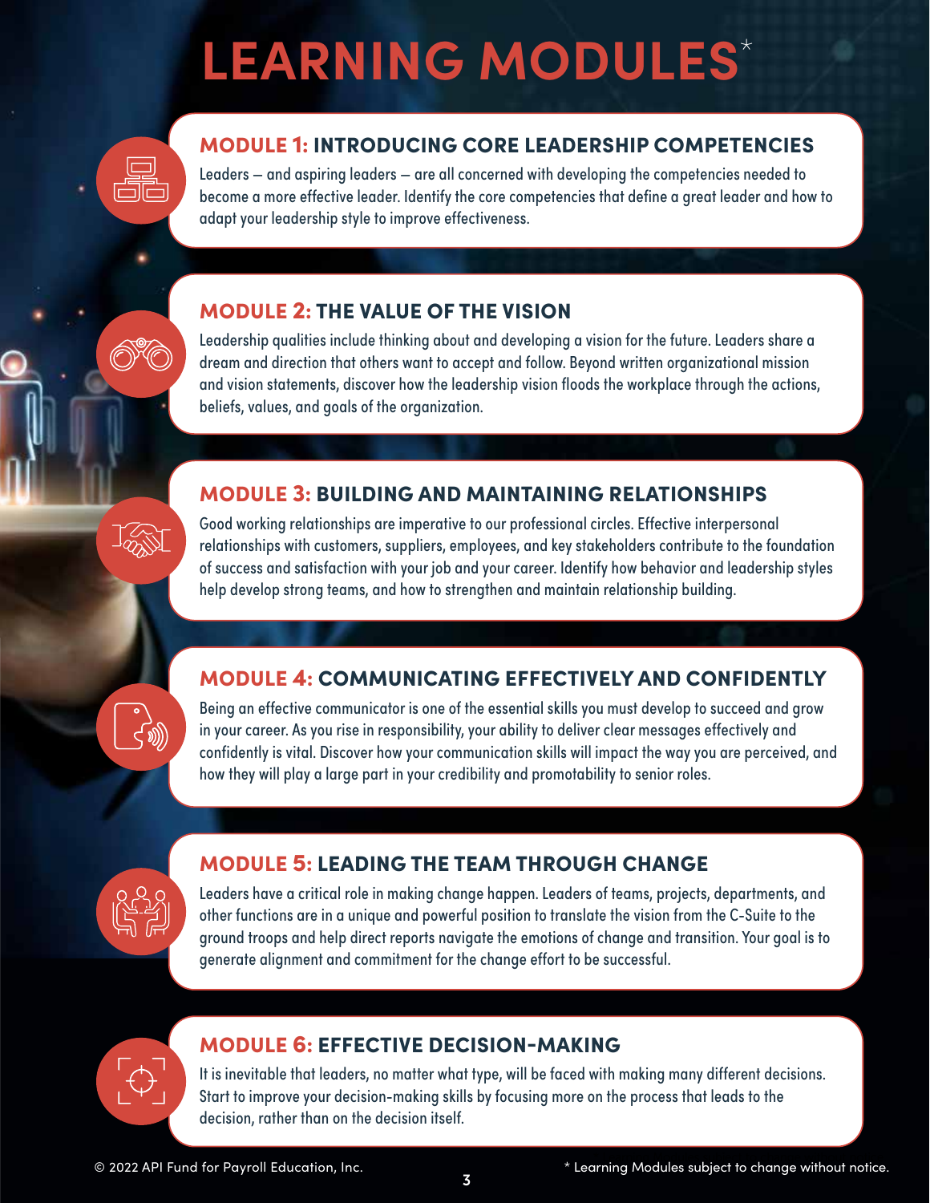# LEARNING MODULES*

## MODULE 1: INTRODUCING CORE LEADERSHIP COMPETENCIES

Leaders – and aspiring leaders – are all concerned with developing the competencies needed to become a more effective leader. Identify the core competencies that define a great leader and how to adapt your leadership style to improve effectiveness.

## MODULE 2: THE VALUE OF THE VISION

Leadership qualities include thinking about and developing a vision for the future. Leaders share a dream and direction that others want to accept and follow. Beyond written organizational mission and vision statements, discover how the leadership vision floods the workplace through the actions, beliefs, values, and goals of the organization.

## MODULE 3: BUILDING AND MAINTAINING RELATIONSHIPS

Good working relationships are imperative to our professional circles. Effective interpersonal relationships with customers, suppliers, employees, and key stakeholders contribute to the foundation of success and satisfaction with your job and your career. Identify how behavior and leadership styles help develop strong teams, and how to strengthen and maintain relationship building.

## MODULE 4: COMMUNICATING EFFECTIVELY AND CONFIDENTLY

Being an effective communicator is one of the essential skills you must develop to succeed and grow in your career. As you rise in responsibility, your ability to deliver clear messages effectively and confidently is vital. Discover how your communication skills will impact the way you are perceived, and how they will play a large part in your credibility and promotability to senior roles.

## MODULE 5: LEADING THE TEAM THROUGH CHANGE

Leaders have a critical role in making change happen. Leaders of teams, projects, departments, and other functions are in a unique and powerful position to translate the vision from the C-Suite to the ground troops and help direct reports navigate the emotions of change and transition. Your goal is to generate alignment and commitment for the change effort to be successful.

## MODULE 6: EFFECTIVE DECISION-MAKING

It is inevitable that leaders, no matter what type, will be faced with making many different decisions. Start to improve your decision-making skills by focusing more on the process that leads to the decision, rather than on the decision itself.

© 2022 API Fund for Payroll Education, Inc.

* Learning Modules subject to change without notice.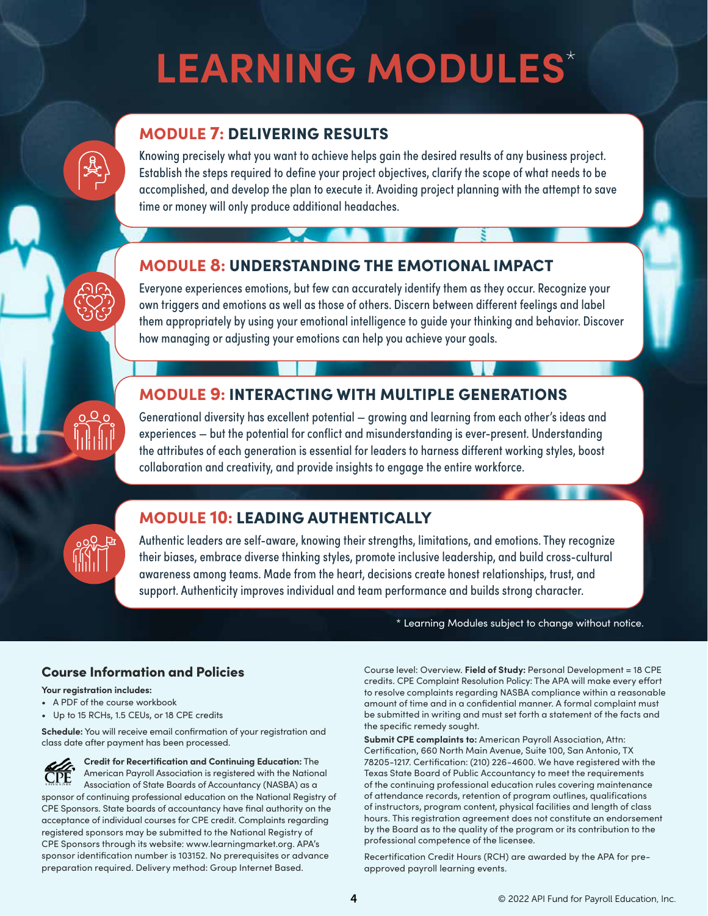# LEARNING MODULES*

## MODULE 7: DELIVERING RESULTS

Knowing precisely what you want to achieve helps gain the desired results of any business project. Establish the steps required to define your project objectives, clarify the scope of what needs to be accomplished, and develop the plan to execute it. Avoiding project planning with the attempt to save time or money will only produce additional headaches.

## MODULE 8: UNDERSTANDING THE EMOTIONAL IMPACT

Everyone experiences emotions, but few can accurately identify them as they occur. Recognize your own triggers and emotions as well as those of others. Discern between different feelings and label them appropriately by using your emotional intelligence to guide your thinking and behavior. Discover how managing or adjusting your emotions can help you achieve your goals.

## MODULE 9: INTERACTING WITH MULTIPLE GENERATIONS

Generational diversity has excellent potential – growing and learning from each other's ideas and experiences – but the potential for conflict and misunderstanding is ever-present. Understanding the attributes of each generation is essential for leaders to harness different working styles, boost collaboration and creativity, and provide insights to engage the entire workforce.

## MODULE 10: LEADING AUTHENTICALLY

Authentic leaders are self-aware, knowing their strengths, limitations, and emotions. They recognize their biases, embrace diverse thinking styles, promote inclusive leadership, and build cross-cultural awareness among teams. Made from the heart, decisions create honest relationships, trust, and support. Authenticity improves individual and team performance and builds strong character.

\* Learning Modules subject to change without notice.

### Course Information and Policies

**Your registration includes:**

- A PDF of the course workbook
- Up to 15 RCHs, 1.5 CEUs, or 18 CPE credits

**Schedule:** You will receive email confirmation of your registration and class date after payment has been processed.

**Credit for Recertification and Continuing Education:** The American Payroll Association is registered with the National Association of State Boards of Accountancy (NASBA) as a sponsor of continuing professional education on the National Registry of CPE Sponsors. State boards of accountancy have final authority on the acceptance of individual courses for CPE credit. Complaints regarding registered sponsors may be submitted to the National Registry of CPE Sponsors through its website: www.learningmarket.org. APA's sponsor identification number is 103152. No prerequisites or advance preparation required. Delivery method: Group Internet Based.

Course level: Overview. **Field of Study:** Personal Development = 18 CPE credits. CPE Complaint Resolution Policy: The APA will make every effort to resolve complaints regarding NASBA compliance within a reasonable amount of time and in a confidential manner. A formal complaint must be submitted in writing and must set forth a statement of the facts and the specific remedy sought.

**Submit CPE complaints to:** American Payroll Association, Attn: Certification, 660 North Main Avenue, Suite 100, San Antonio, TX 78205-1217. Certification: (210) 226-4600. We have registered with the Texas State Board of Public Accountancy to meet the requirements of the continuing professional education rules covering maintenance of attendance records, retention of program outlines, qualifications of instructors, program content, physical facilities and length of class hours. This registration agreement does not constitute an endorsement by the Board as to the quality of the program or its contribution to the professional competence of the licensee.

Recertification Credit Hours (RCH) are awarded by the APA for pre-approved payroll learning events.

© 2022 API Fund for Payroll Education, Inc.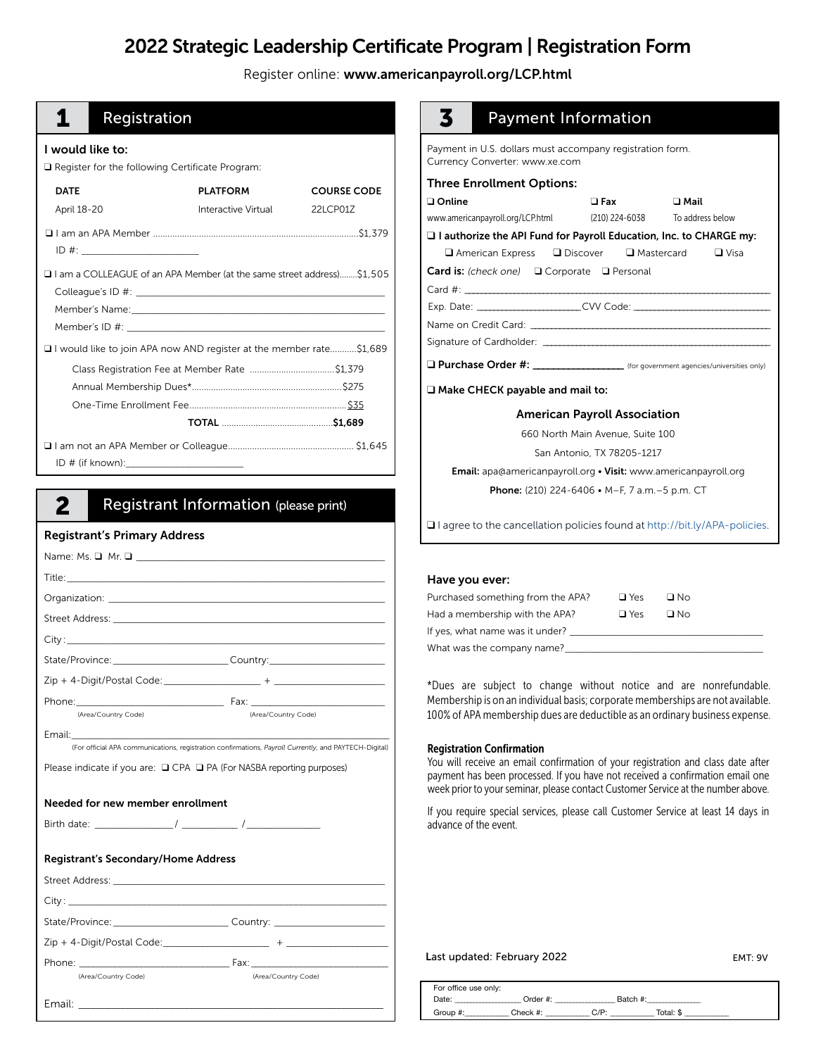# 2022 Strategic Leadership Certificate Program | Registration Form

Register online: **www.americanpayroll.org/LCP.html**

## 1 Registration

**I would like to:**

❑ Register for the following Certificate Program:

| DATE | PLATFORM | COURSE CODE |
|---|---|---|
| April 18-20 | Interactive Virtual | 22LCP01Z |

❑ I am an APA Member ........................................................ $1,379

ID #: ______________________

❑ I am a COLLEAGUE of an APA Member (at the same street address)........$1,505

Colleague's ID #: ______________________

Member's Name: ______________________

Member's ID #: ______________________

❑ I would like to join APA now AND register at the member rate...........$1,689

| | |
|---|---|
| Class Registration Fee at Member Rate | $1,379 |
| Annual Membership Dues* | $275 |
| One-Time Enrollment Fee | $35 |
| **TOTAL** | **$1,689** |

❑ I am not an APA Member or Colleague........................................ $1,645

ID # (if known): ______________________

## 2 Registrant Information (please print)

**Registrant's Primary Address**

Name: Ms. ❑ Mr. ❑ ______________________

Title: ______________________

Organization: ______________________

Street Address: ______________________

City: ______________________

State/Province: ______________________ Country: ______________________

Zip + 4-Digit/Postal Code: ______________ + ______________

Phone: ______________________ Fax: ______________________
(Area/Country Code) (Area/Country Code)

Email: ______________________
(For official APA communications, registration confirmations, *Payroll Currently*, and PAYTECH-Digital)

Please indicate if you are: ❑ CPA ❑ PA (For NASBA reporting purposes)

**Needed for new member enrollment**

Birth date: ________ / ________ / ________

**Registrant's Secondary/Home Address**

Street Address: ______________________

City: ______________________

State/Province: ______________________ Country: ______________________

Zip + 4-Digit/Postal Code: ______________ + ______________

Phone: ______________________ Fax: ______________________
(Area/Country Code) (Area/Country Code)

Email: ______________________

## 3 Payment Information

Payment in U.S. dollars must accompany registration form.
Currency Converter: www.xe.com

**Three Enrollment Options:**

| ❑ **Online** | ❑ **Fax** | ❑ **Mail** |
|---|---|---|
| www.americanpayroll.org/LCP.html | (210) 224-6038 | To address below |

❑ **I authorize the API Fund for Payroll Education, Inc. to CHARGE my:**

❑ American Express ❑ Discover ❑ Mastercard ❑ Visa

**Card is:** *(check one)* ❑ Corporate ❑ Personal

Card #: ______________________

Exp. Date: ______________ CVV Code: ______________

Name on Credit Card: ______________________

Signature of Cardholder: ______________________

❑ **Purchase Order #:** ______________ (for government agencies/universities only)

❑ **Make CHECK payable and mail to:**

**American Payroll Association**
660 North Main Avenue, Suite 100
San Antonio, TX 78205-1217
**Email:** apa@americanpayroll.org • **Visit:** www.americanpayroll.org
**Phone:** (210) 224-6406 • M–F, 7 a.m.–5 p.m. CT

❑ I agree to the cancellation policies found at http://bit.ly/APA-policies.

**Have you ever:**

| | | |
|---|---|---|
| Purchased something from the APA? | ❑ Yes | ❑ No |
| Had a membership with the APA? | ❑ Yes | ❑ No |

If yes, what name was it under? ______________________

What was the company name? ______________________

*Dues are subject to change without notice and are nonrefundable. Membership is on an individual basis; corporate memberships are not available. 100% of APA membership dues are deductible as an ordinary business expense.

**Registration Confirmation**

You will receive an email confirmation of your registration and class date after payment has been processed. If you have not received a confirmation email one week prior to your seminar, please contact Customer Service at the number above.

If you require special services, please call Customer Service at least 14 days in advance of the event.

Last updated: February 2022 EMT: 9V

For office use only:
Date: ____________ Order #: ____________ Batch #: ____________
Group #: ________ Check #: ________ C/P: ________ Total: $ ________